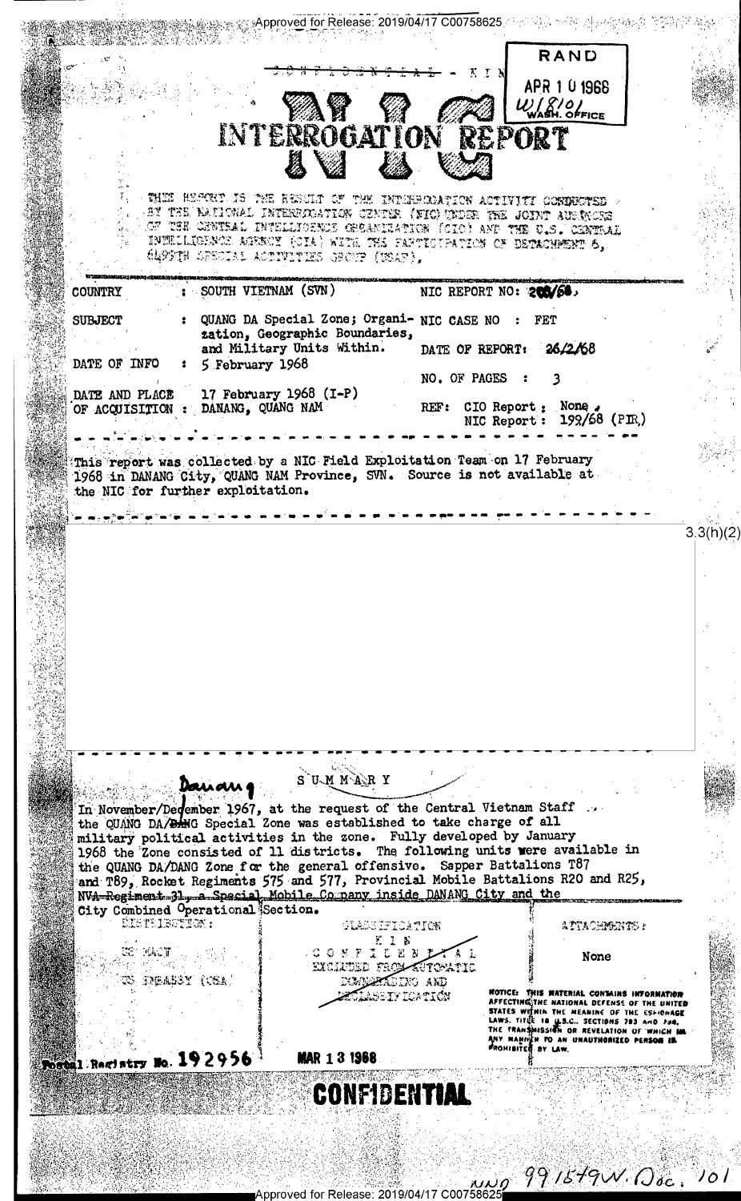CONFIDENTIAL - KIN

RAND
APR 1 0 1968
W/8101
WASH. OFFICE

# NIC INTERROGATION REPORT

THIS REPORT IS THE RESULT OF THE INTERROGATION ACTIVITY CONDUCTED BY THE NATIONAL INTERROGATION CENTER (NIC) UNDER THE JOINT AUSPICES OF THE CENTRAL INTELLIGENCE ORGANIZATION (CIO) AND THE U.S. CENTRAL INTELLIGENCE AGENCY (CIA) WITH THE PARTICIPATION OF DETACHMENT 6, 6499TH SPECIAL ACTIVITIES GROUP (USAF).

COUNTRY : SOUTH VIETNAM (SVN)

NIC REPORT NO: 200/68

SUBJECT : QUANG DA Special Zone; Organization, Geographic Boundaries, and Military Units Within.

NIC CASE NO : FET

DATE OF REPORT: 26/2/68

DATE OF INFO : 5 February 1968

NO. OF PAGES : 3

DATE AND PLACE OF ACQUISITION : 17 February 1968 (I-P) DANANG, QUANG NAM

REF: CIO Report : None, NIC Report : 199/68 (PIR)

This report was collected by a NIC Field Exploitation Team on 17 February 1968 in DANANG City, QUANG NAM Province, SVN. Source is not available at the NIC for further exploitation.

3.3(h)(2)

## SUMMARY

Danang

In November/December 1967, at the request of the Central Vietnam Staff the QUANG DA/DANG Special Zone was established to take charge of all military political activities in the zone. Fully developed by January 1968 the Zone consisted of 11 districts. The following units were available in the QUANG DA/DANG Zone for the general offensive. Sapper Battalions T87 and T89, Rocket Regiments 575 and 577, Provincial Mobile Battalions R20 and R25, ~~NVA Regiment 31~~, a Special Mobile Company inside DANANG City and the City Combined Operational Section.

DISTRIBUTION: US MACV, US EMBASSY (CSA)

CLASSIFICATION: KIN CONFIDENTIAL EXCLUDED FROM AUTOMATIC DOWNGRADING AND DECLASSIFICATION

ATTACHMENTS: None

NOTICE: THIS MATERIAL CONTAINS INFORMATION AFFECTING THE NATIONAL DEFENSE OF THE UNITED STATES WITHIN THE MEANING OF THE ESPIONAGE LAWS, TITLE 18 U.S.C., SECTIONS 793 AND 794. THE TRANSMISSION OR REVELATION OF WHICH IN ANY MANNER TO AN UNAUTHORIZED PERSON IS PROHIBITED BY LAW.

Postal Registry No. 192956

MAR 13 1968

CONFIDENTIAL

NND 991549W. Doc. 101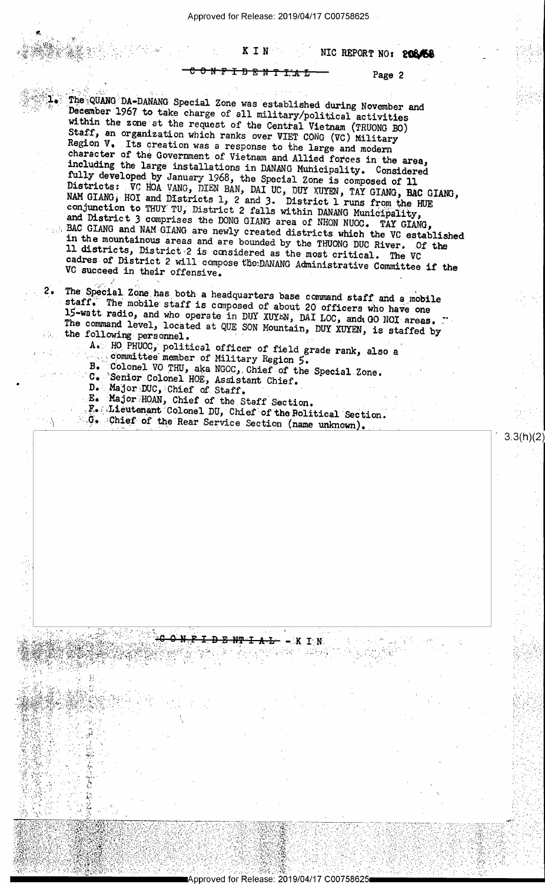KIN NIC REPORT NO: 206/68

~~CONFIDENTIAL~~

1. The QUANG DA-DANANG Special Zone was established during November and December 1967 to take charge of all military/political activities within the zone at the request of the Central Vietnam (TRUONG BO) Staff, an organization which ranks over VIET CONG (VC) Military Region V. Its creation was a response to the large and modern character of the Government of Vietnam and Allied forces in the area, including the large installations in DANANG Municipality. Considered fully developed by January 1968, the Special Zone is composed of 11 Districts: VC HOA VANG, DIEN BAN, DAI UC, DUY XUYEN, TAY GIANG, BAC GIANG, NAM GIANG, HOI and Districts 1, 2 and 3. District 1 runs from the HUE conjunction to THUY TU, District 2 falls within DANANG Municipality, and District 3 comprises the DONG GIANG area of NHON NUOC. TAY GIANG, BAC GIANG and NAM GIANG are newly created districts which the VC established in the mountainous areas and are bounded by the THUONG DUC River. Of the 11 districts, District 2 is considered as the most critical. The VC cadres of District 2 will compose the DANANG Administrative Committee if the VC succeed in their offensive.

2. The Special Zone has both a headquarters base command staff and a mobile staff. The mobile staff is composed of about 20 officers who have one 15-watt radio, and who operate in DUY XUYEN, DAI LOC, and GO NOI areas. The command level, located at QUE SON Mountain, DUY XUYEN, is staffed by the following personnel.

   A. HO PHUOC, political officer of field grade rank, also a committee member of Military Region 5.
   B. Colonel VO THU, aka NGOC, Chief of the Special Zone.
   C. Senior Colonel HOE, Assistant Chief.
   D. Major DUC, Chief of Staff.
   E. Major HOAN, Chief of the Staff Section.
   F. Lieutenant Colonel DU, Chief of the Political Section.
   G. Chief of the Rear Service Section (name unknown).

3.3(h)(2)

~~CONFIDENTIAL~~ - KIN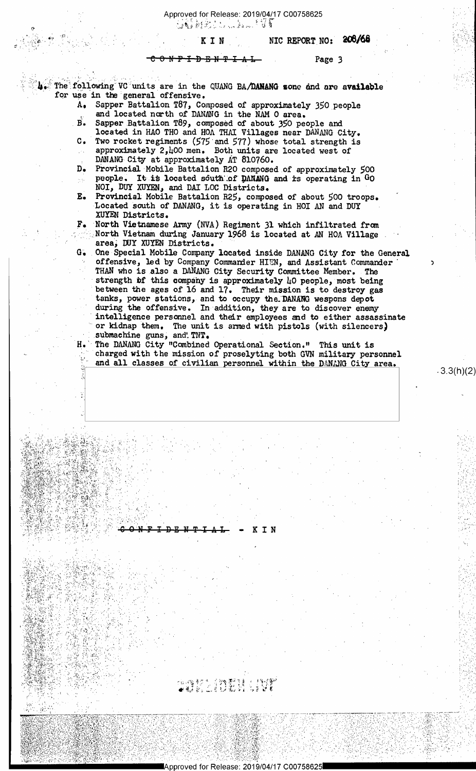4. The following VC units are in the QUANG BA/DANANG zone and are available for use in the general offensive.

   A. Sapper Battalion T87, Composed of approximately 350 people and located north of DANANG in the NAM O area.

   B. Sapper Battalion T89, composed of about 350 people and located in HAO THO and HOA THAI Villages near DANANG City.

   C. Two rocket regiments (575 and 577) whose total strength is approximately 2,400 men. Both units are located west of DANANG City at approximately AT 810760.

   D. Provincial Mobile Battalion R20 composed of approximately 500 people. It is located south of DANANG and is operating in GO NOI, DUY XUYEN, and DAI LOC Districts.

   E. Provincial Mobile Battalion R25, composed of about 500 troops. Located south of DANANG, it is operating in HOI AN and DUY XUYEN Districts.

   F. North Vietnamese Army (NVA) Regiment 31 which infiltrated from North Vietnam during January 1968 is located at AN HOA Village area, DUY XUYEN Districts.

   G. One Special Mobile Company located inside DANANG City for the General offensive, led by Company Commander HIEN, and Assistant Commander THAN who is also a DANANG City Security Committee Member. The strength of this company is approximately 40 people, most being between the ages of 16 and 17. Their mission is to destroy gas tanks, power stations, and to occupy the DANANG wespons depot during the offensive. In addition, they are to discover enemy intelligence personnel and their employees and to either assassinate or kidnap them. The unit is armed with pistols (with silencers) submachine guns, and TNT.

   H. The DANANG City "Combined Operational Section." This unit is charged with the mission of proselyting both GVN military personnel and all classes of civilian personnel within the DANANG City area.

3.3(h)(2)

CONFIDENTIAL - KIN